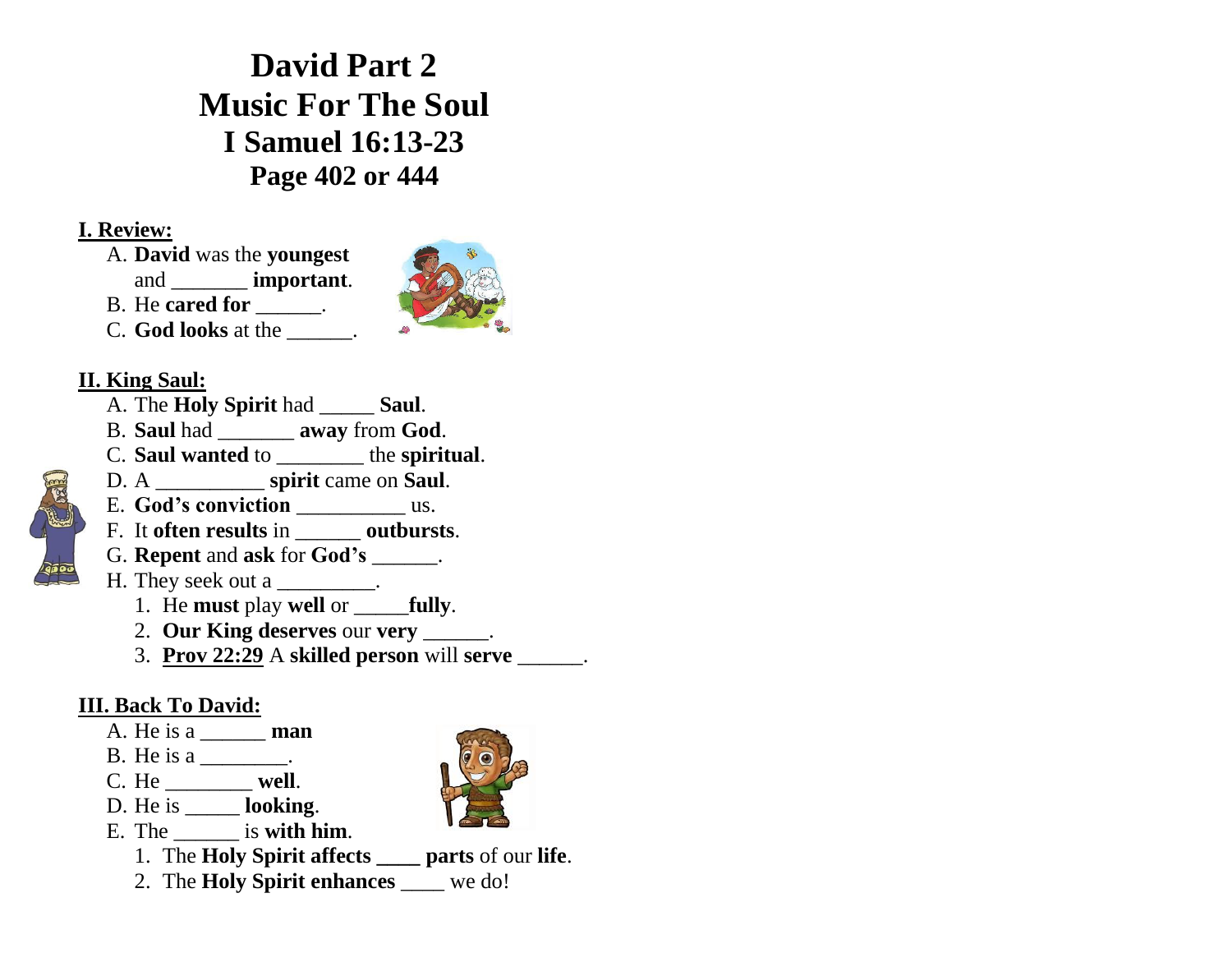# David Part 2
# Music For The Soul
# I Samuel 16:13-23
## Page 402 or 444

**I. Review:**

A. **David** was the **youngest** and _______ **important**.
B. He **cared for** ______.
C. **God looks** at the ______.

**II. King Saul:**

A. The **Holy Spirit** had _____ **Saul**.
B. **Saul** had _______ **away** from **God**.
C. **Saul wanted** to ________ the **spiritual**.
D. A __________ **spirit** came on **Saul**.
E. **God's conviction** __________ us.
F. It **often results** in ______ **outbursts**.
G. **Repent** and **ask** for **God's** ______.
H. They seek out a _________.
   1. He **must** play **well** or _____**fully**.
   2. **Our King deserves** our **very** ______.
   3. **Prov 22:29** A **skilled person** will **serve** ______.

**III. Back To David:**

A. He is a ______ **man**
B. He is a ________.
C. He ________ **well**.
D. He is _____ **looking**.
E. The ______ is **with him**.
   1. The **Holy Spirit affects ____ parts** of our **life**.
   2. The **Holy Spirit enhances** ____ we do!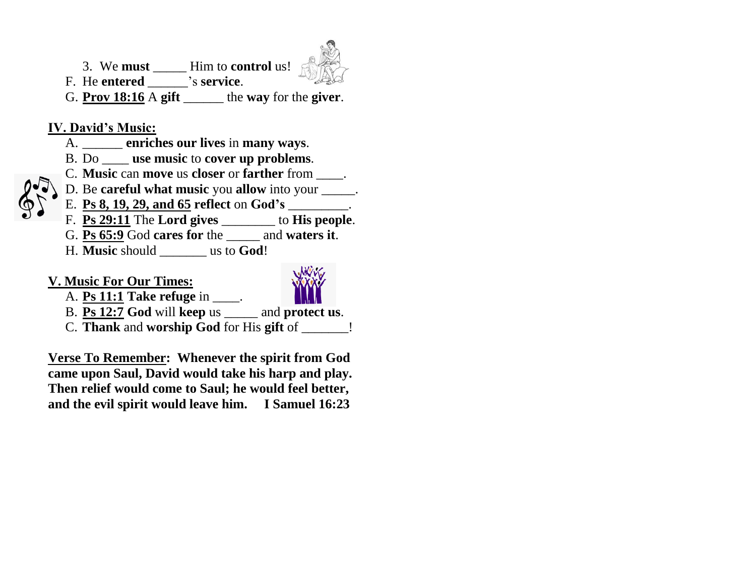3. We **must** _____ Him to **control** us!

F. He **entered** ______'s **service**.

G. **Prov 18:16** A **gift** ______ the **way** for the **giver**.

## IV. David's Music:

A. ______ **enriches our lives** in **many ways**.

B. Do ____ **use music** to **cover up problems**.

C. **Music** can **move** us **closer** or **farther** from ____.

D. Be **careful what music** you **allow** into your _____.

E. **Ps 8, 19, 29, and 65 reflect** on **God's** _________.

F. **Ps 29:11** The **Lord gives** ________ to **His people**.

G. **Ps 65:9** God **cares for** the _____ and **waters it**.

H. **Music** should _______ us to **God**!

## V. Music For Our Times:

A. **Ps 11:1 Take refuge** in ____.

B. **Ps 12:7 God** will **keep** us _____ and **protect us**.

C. **Thank** and **worship God** for His **gift** of _______!

**Verse To Remember: Whenever the spirit from God came upon Saul, David would take his harp and play. Then relief would come to Saul; he would feel better, and the evil spirit would leave him. I Samuel 16:23**